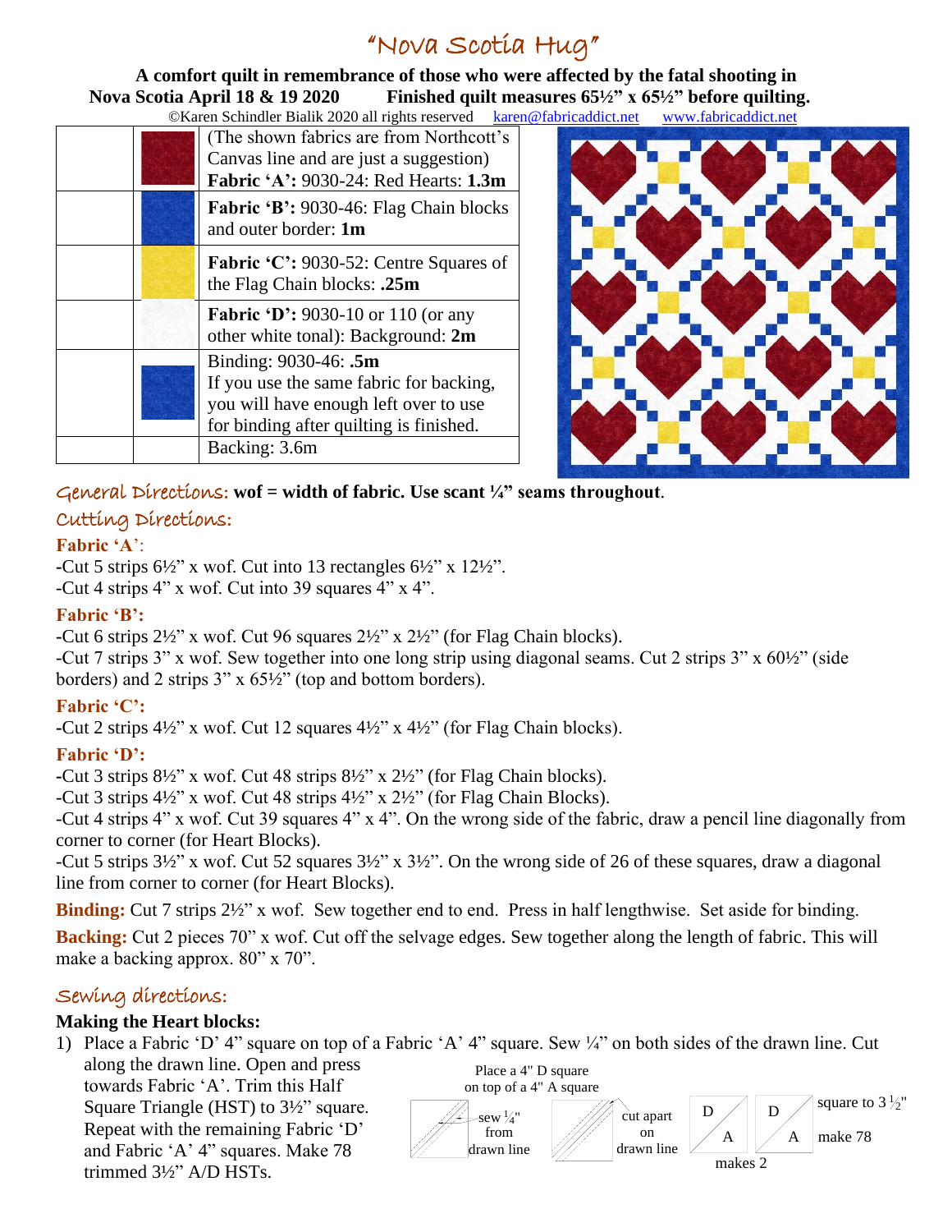# "Nova Scotia Hug"

**A comfort quilt in remembrance of those who were affected by the fatal shooting in Nova Scotia April 18 & 19 2020 Finished quilt measures 65½" x 65½" before quilting.**

©Karen Schindler Bialik 2020 all rights reserved karen@fabricaddict.net www.fabricaddict.net

| | | |
|---|---|---|
| | | (The shown fabrics are from Northcott's Canvas line and are just a suggestion) **Fabric 'A':** 9030-24: Red Hearts: **1.3m** |
| | | **Fabric 'B':** 9030-46: Flag Chain blocks and outer border: **1m** |
| | | **Fabric 'C':** 9030-52: Centre Squares of the Flag Chain blocks: **.25m** |
| | | **Fabric 'D':** 9030-10 or 110 (or any other white tonal): Background: **2m** |
| | | Binding: 9030-46: **.5m** If you use the same fabric for backing, you will have enough left over to use for binding after quilting is finished. |
| | | Backing: 3.6m |

## General Directions: **wof = width of fabric. Use scant ¼" seams throughout**.

## Cutting Directions:

### Fabric 'A':

-Cut 5 strips 6½" x wof. Cut into 13 rectangles 6½" x 12½".
-Cut 4 strips 4" x wof. Cut into 39 squares 4" x 4".

### Fabric 'B':

-Cut 6 strips 2½" x wof. Cut 96 squares 2½" x 2½" (for Flag Chain blocks).
-Cut 7 strips 3" x wof. Sew together into one long strip using diagonal seams. Cut 2 strips 3" x 60½" (side borders) and 2 strips 3" x 65½" (top and bottom borders).

### Fabric 'C':

-Cut 2 strips 4½" x wof. Cut 12 squares 4½" x 4½" (for Flag Chain blocks).

### Fabric 'D':

-Cut 3 strips 8½" x wof. Cut 48 strips 8½" x 2½" (for Flag Chain blocks).
-Cut 3 strips 4½" x wof. Cut 48 strips 4½" x 2½" (for Flag Chain Blocks).
-Cut 4 strips 4" x wof. Cut 39 squares 4" x 4". On the wrong side of the fabric, draw a pencil line diagonally from corner to corner (for Heart Blocks).
-Cut 5 strips 3½" x wof. Cut 52 squares 3½" x 3½". On the wrong side of 26 of these squares, draw a diagonal line from corner to corner (for Heart Blocks).

**Binding:** Cut 7 strips 2½" x wof. Sew together end to end. Press in half lengthwise. Set aside for binding.

**Backing:** Cut 2 pieces 70" x wof. Cut off the selvage edges. Sew together along the length of fabric. This will make a backing approx. 80" x 70".

## Sewing directions:

### Making the Heart blocks:

1) Place a Fabric 'D' 4" square on top of a Fabric 'A' 4" square. Sew ¼" on both sides of the drawn line. Cut along the drawn line. Open and press towards Fabric 'A'. Trim this Half Square Triangle (HST) to 3½" square. Repeat with the remaining Fabric 'D' and Fabric 'A' 4" squares. Make 78 trimmed 3½" A/D HSTs.

Place a 4" D square on top of a 4" A square — sew ¼" from drawn line — cut apart on drawn line — makes 2 — square to 3½" make 78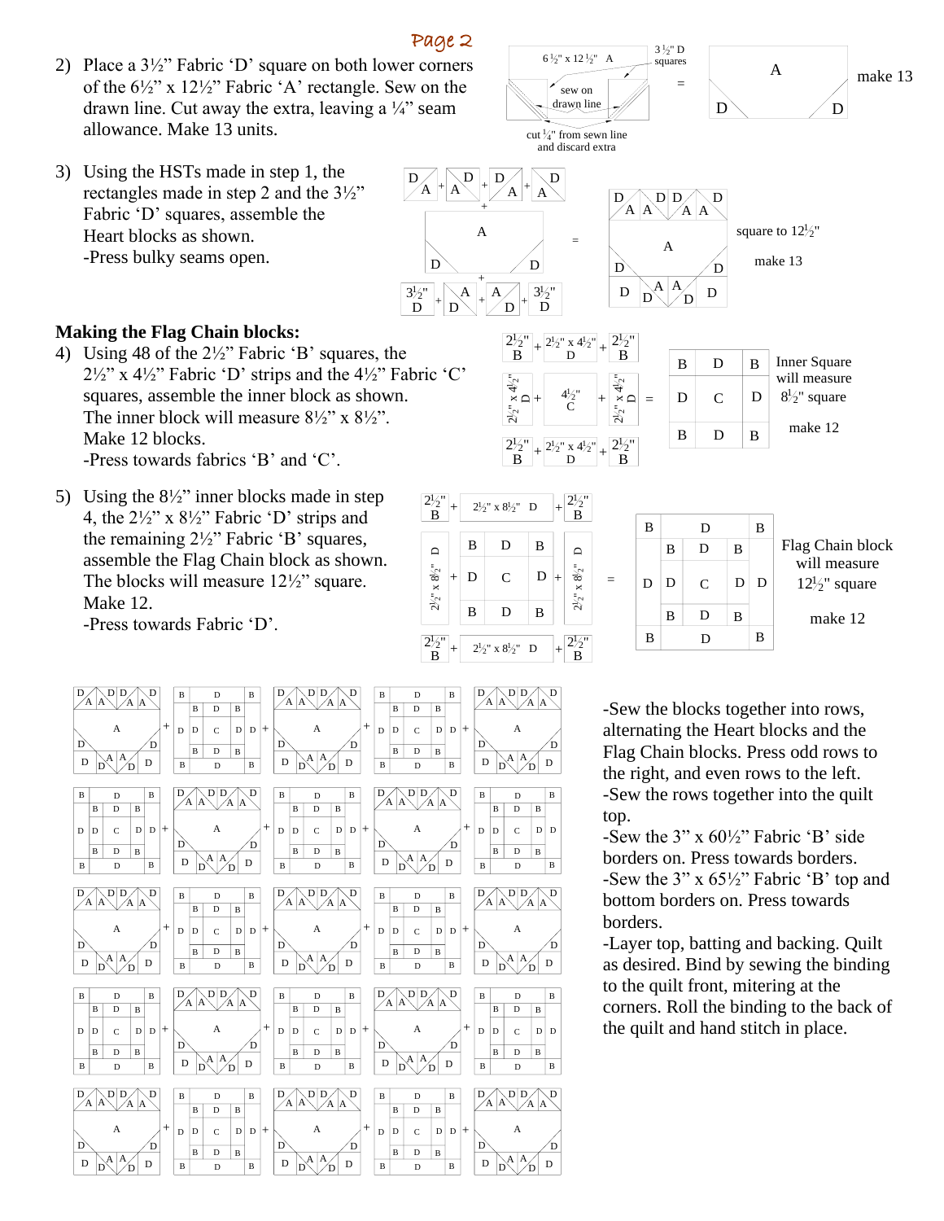2) Place a 3½" Fabric 'D' square on both lower corners of the 6½" x 12½" Fabric 'A' rectangle. Sew on the drawn line. Cut away the extra, leaving a ¼" seam allowance. Make 13 units.

6½" x 12½" A

3½" D squares

sew on drawn line

cut ¼" from sewn line and discard extra

make 13

3) Using the HSTs made in step 1, the rectangles made in step 2 and the 3½" Fabric 'D' squares, assemble the Heart blocks as shown.
-Press bulky seams open.

square to 12½"

make 13

**Making the Flag Chain blocks:**

4) Using 48 of the 2½" Fabric 'B' squares, the 2½" x 4½" Fabric 'D' strips and the 4½" Fabric 'C' squares, assemble the inner block as shown. The inner block will measure 8½" x 8½". Make 12 blocks.
-Press towards fabrics 'B' and 'C'.

Inner Square will measure 8½" square

make 12

5) Using the 8½" inner blocks made in step 4, the 2½" x 8½" Fabric 'D' strips and the remaining 2½" Fabric 'B' squares, assemble the Flag Chain block as shown. The blocks will measure 12½" square. Make 12.
-Press towards Fabric 'D'.

Flag Chain block will measure 12½" square

make 12

-Sew the blocks together into rows, alternating the Heart blocks and the Flag Chain blocks. Press odd rows to the right, and even rows to the left.
-Sew the rows together into the quilt top.
-Sew the 3" x 60½" Fabric 'B' side borders on. Press towards borders.
-Sew the 3" x 65½" Fabric 'B' top and bottom borders on. Press towards borders.
-Layer top, batting and backing. Quilt as desired. Bind by sewing the binding to the quilt front, mitering at the corners. Roll the binding to the back of the quilt and hand stitch in place.